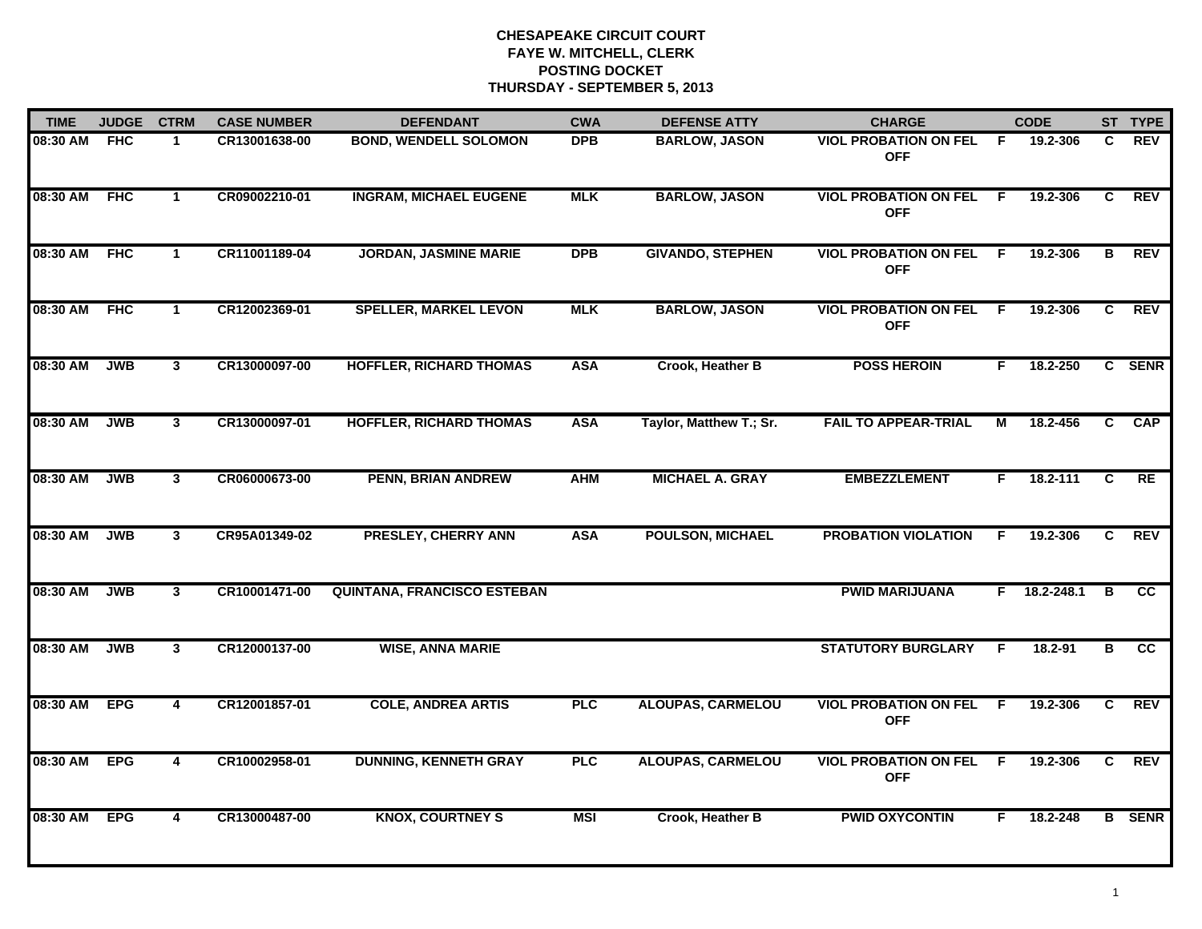**CHESAPEAKE CIRCUIT COURT**
**FAYE W. MITCHELL, CLERK**
**POSTING DOCKET**
**THURSDAY - SEPTEMBER 5, 2013**

| TIME | JUDGE | CTRM | CASE NUMBER | DEFENDANT | CWA | DEFENSE ATTY | CHARGE | | CODE | ST | TYPE |
|---|---|---|---|---|---|---|---|---|---|---|---|
| 08:30 AM | FHC | 1 | CR13001638-00 | BOND, WENDELL SOLOMON | DPB | BARLOW, JASON | VIOL PROBATION ON FEL OFF | F | 19.2-306 | C | REV |
| 08:30 AM | FHC | 1 | CR09002210-01 | INGRAM, MICHAEL EUGENE | MLK | BARLOW, JASON | VIOL PROBATION ON FEL OFF | F | 19.2-306 | C | REV |
| 08:30 AM | FHC | 1 | CR11001189-04 | JORDAN, JASMINE MARIE | DPB | GIVANDO, STEPHEN | VIOL PROBATION ON FEL OFF | F | 19.2-306 | B | REV |
| 08:30 AM | FHC | 1 | CR12002369-01 | SPELLER, MARKEL LEVON | MLK | BARLOW, JASON | VIOL PROBATION ON FEL OFF | F | 19.2-306 | C | REV |
| 08:30 AM | JWB | 3 | CR13000097-00 | HOFFLER, RICHARD THOMAS | ASA | Crook, Heather B | POSS HEROIN | F | 18.2-250 | C | SENR |
| 08:30 AM | JWB | 3 | CR13000097-01 | HOFFLER, RICHARD THOMAS | ASA | Taylor, Matthew T.; Sr. | FAIL TO APPEAR-TRIAL | M | 18.2-456 | C | CAP |
| 08:30 AM | JWB | 3 | CR06000673-00 | PENN, BRIAN ANDREW | AHM | MICHAEL A. GRAY | EMBEZZLEMENT | F | 18.2-111 | C | RE |
| 08:30 AM | JWB | 3 | CR95A01349-02 | PRESLEY, CHERRY ANN | ASA | POULSON, MICHAEL | PROBATION VIOLATION | F | 19.2-306 | C | REV |
| 08:30 AM | JWB | 3 | CR10001471-00 | QUINTANA, FRANCISCO ESTEBAN | | | PWID MARIJUANA | F | 18.2-248.1 | B | CC |
| 08:30 AM | JWB | 3 | CR12000137-00 | WISE, ANNA MARIE | | | STATUTORY BURGLARY | F | 18.2-91 | B | CC |
| 08:30 AM | EPG | 4 | CR12001857-01 | COLE, ANDREA ARTIS | PLC | ALOUPAS, CARMELOU | VIOL PROBATION ON FEL OFF | F | 19.2-306 | C | REV |
| 08:30 AM | EPG | 4 | CR10002958-01 | DUNNING, KENNETH GRAY | PLC | ALOUPAS, CARMELOU | VIOL PROBATION ON FEL OFF | F | 19.2-306 | C | REV |
| 08:30 AM | EPG | 4 | CR13000487-00 | KNOX, COURTNEY S | MSI | Crook, Heather B | PWID OXYCONTIN | F | 18.2-248 | B | SENR |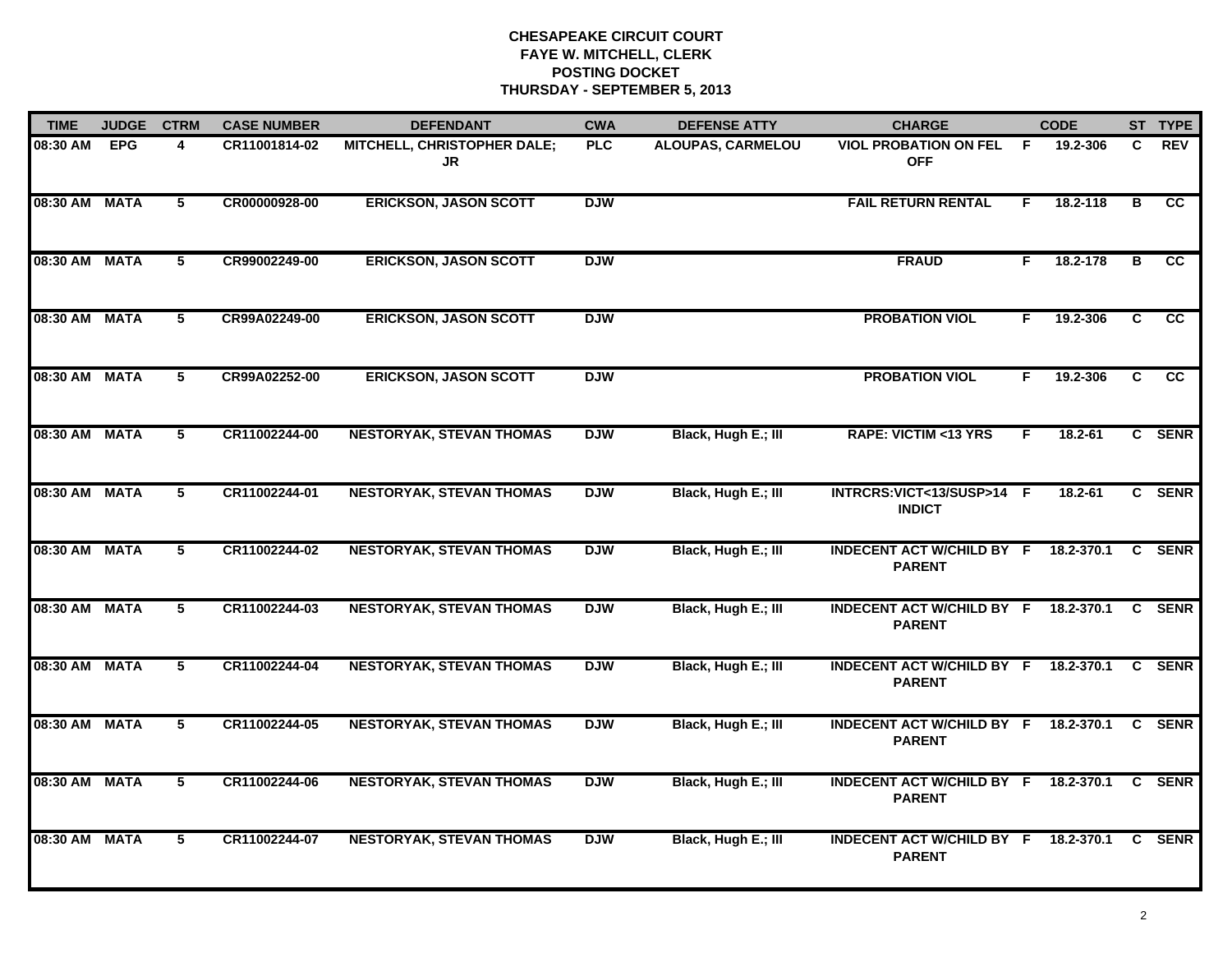**CHESAPEAKE CIRCUIT COURT**
**FAYE W. MITCHELL, CLERK**
**POSTING DOCKET**
**THURSDAY - SEPTEMBER 5, 2013**

| TIME | JUDGE | CTRM | CASE NUMBER | DEFENDANT | CWA | DEFENSE ATTY | CHARGE | | CODE | ST | TYPE |
|---|---|---|---|---|---|---|---|---|---|---|---|
| 08:30 AM | EPG | 4 | CR11001814-02 | MITCHELL, CHRISTOPHER DALE; JR | PLC | ALOUPAS, CARMELOU | VIOL PROBATION ON FEL OFF | F | 19.2-306 | C | REV |
| 08:30 AM | MATA | 5 | CR00000928-00 | ERICKSON, JASON SCOTT | DJW | | FAIL RETURN RENTAL | F | 18.2-118 | B | CC |
| 08:30 AM | MATA | 5 | CR99002249-00 | ERICKSON, JASON SCOTT | DJW | | FRAUD | F | 18.2-178 | B | CC |
| 08:30 AM | MATA | 5 | CR99A02249-00 | ERICKSON, JASON SCOTT | DJW | | PROBATION VIOL | F | 19.2-306 | C | CC |
| 08:30 AM | MATA | 5 | CR99A02252-00 | ERICKSON, JASON SCOTT | DJW | | PROBATION VIOL | F | 19.2-306 | C | CC |
| 08:30 AM | MATA | 5 | CR11002244-00 | NESTORYAK, STEVAN THOMAS | DJW | Black, Hugh E.; III | RAPE: VICTIM <13 YRS | F | 18.2-61 | C | SENR |
| 08:30 AM | MATA | 5 | CR11002244-01 | NESTORYAK, STEVAN THOMAS | DJW | Black, Hugh E.; III | INTRCRS:VICT<13/SUSP>14 INDICT | F | 18.2-61 | C | SENR |
| 08:30 AM | MATA | 5 | CR11002244-02 | NESTORYAK, STEVAN THOMAS | DJW | Black, Hugh E.; III | INDECENT ACT W/CHILD BY PARENT | F | 18.2-370.1 | C | SENR |
| 08:30 AM | MATA | 5 | CR11002244-03 | NESTORYAK, STEVAN THOMAS | DJW | Black, Hugh E.; III | INDECENT ACT W/CHILD BY PARENT | F | 18.2-370.1 | C | SENR |
| 08:30 AM | MATA | 5 | CR11002244-04 | NESTORYAK, STEVAN THOMAS | DJW | Black, Hugh E.; III | INDECENT ACT W/CHILD BY PARENT | F | 18.2-370.1 | C | SENR |
| 08:30 AM | MATA | 5 | CR11002244-05 | NESTORYAK, STEVAN THOMAS | DJW | Black, Hugh E.; III | INDECENT ACT W/CHILD BY PARENT | F | 18.2-370.1 | C | SENR |
| 08:30 AM | MATA | 5 | CR11002244-06 | NESTORYAK, STEVAN THOMAS | DJW | Black, Hugh E.; III | INDECENT ACT W/CHILD BY PARENT | F | 18.2-370.1 | C | SENR |
| 08:30 AM | MATA | 5 | CR11002244-07 | NESTORYAK, STEVAN THOMAS | DJW | Black, Hugh E.; III | INDECENT ACT W/CHILD BY PARENT | F | 18.2-370.1 | C | SENR |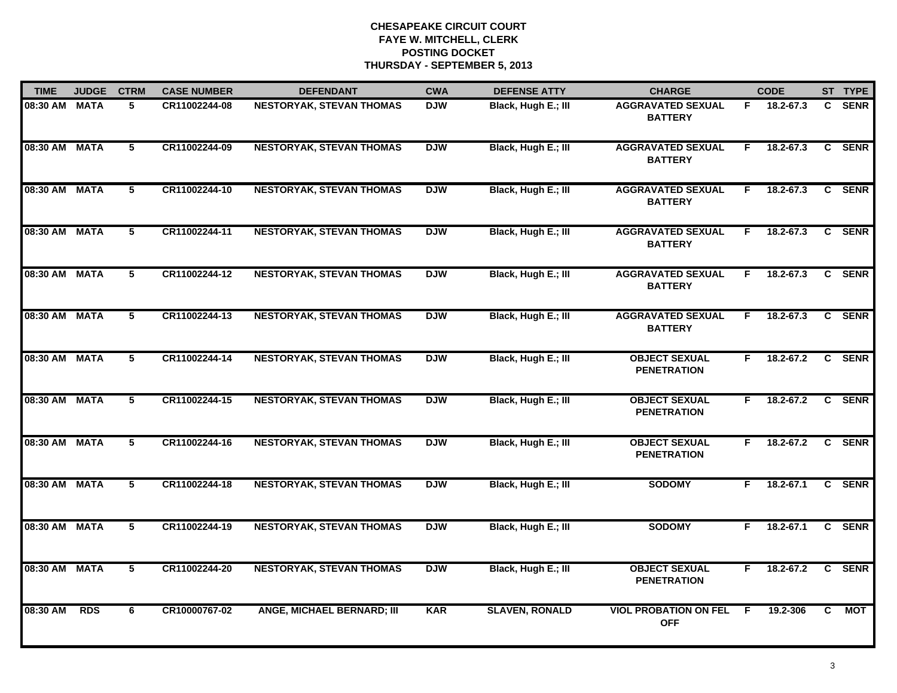**CHESAPEAKE CIRCUIT COURT**
**FAYE W. MITCHELL, CLERK**
**POSTING DOCKET**
**THURSDAY - SEPTEMBER 5, 2013**

| TIME | JUDGE | CTRM | CASE NUMBER | DEFENDANT | CWA | DEFENSE ATTY | CHARGE | | CODE | ST | TYPE |
|---|---|---|---|---|---|---|---|---|---|---|---|
| 08:30 AM | MATA | 5 | CR11002244-08 | NESTORYAK, STEVAN THOMAS | DJW | Black, Hugh E.; III | AGGRAVATED SEXUAL BATTERY | F | 18.2-67.3 | C | SENR |
| 08:30 AM | MATA | 5 | CR11002244-09 | NESTORYAK, STEVAN THOMAS | DJW | Black, Hugh E.; III | AGGRAVATED SEXUAL BATTERY | F | 18.2-67.3 | C | SENR |
| 08:30 AM | MATA | 5 | CR11002244-10 | NESTORYAK, STEVAN THOMAS | DJW | Black, Hugh E.; III | AGGRAVATED SEXUAL BATTERY | F | 18.2-67.3 | C | SENR |
| 08:30 AM | MATA | 5 | CR11002244-11 | NESTORYAK, STEVAN THOMAS | DJW | Black, Hugh E.; III | AGGRAVATED SEXUAL BATTERY | F | 18.2-67.3 | C | SENR |
| 08:30 AM | MATA | 5 | CR11002244-12 | NESTORYAK, STEVAN THOMAS | DJW | Black, Hugh E.; III | AGGRAVATED SEXUAL BATTERY | F | 18.2-67.3 | C | SENR |
| 08:30 AM | MATA | 5 | CR11002244-13 | NESTORYAK, STEVAN THOMAS | DJW | Black, Hugh E.; III | AGGRAVATED SEXUAL BATTERY | F | 18.2-67.3 | C | SENR |
| 08:30 AM | MATA | 5 | CR11002244-14 | NESTORYAK, STEVAN THOMAS | DJW | Black, Hugh E.; III | OBJECT SEXUAL PENETRATION | F | 18.2-67.2 | C | SENR |
| 08:30 AM | MATA | 5 | CR11002244-15 | NESTORYAK, STEVAN THOMAS | DJW | Black, Hugh E.; III | OBJECT SEXUAL PENETRATION | F | 18.2-67.2 | C | SENR |
| 08:30 AM | MATA | 5 | CR11002244-16 | NESTORYAK, STEVAN THOMAS | DJW | Black, Hugh E.; III | OBJECT SEXUAL PENETRATION | F | 18.2-67.2 | C | SENR |
| 08:30 AM | MATA | 5 | CR11002244-18 | NESTORYAK, STEVAN THOMAS | DJW | Black, Hugh E.; III | SODOMY | F | 18.2-67.1 | C | SENR |
| 08:30 AM | MATA | 5 | CR11002244-19 | NESTORYAK, STEVAN THOMAS | DJW | Black, Hugh E.; III | SODOMY | F | 18.2-67.1 | C | SENR |
| 08:30 AM | MATA | 5 | CR11002244-20 | NESTORYAK, STEVAN THOMAS | DJW | Black, Hugh E.; III | OBJECT SEXUAL PENETRATION | F | 18.2-67.2 | C | SENR |
| 08:30 AM | RDS | 6 | CR10000767-02 | ANGE, MICHAEL BERNARD; III | KAR | SLAVEN, RONALD | VIOL PROBATION ON FEL OFF | F | 19.2-306 | C | MOT |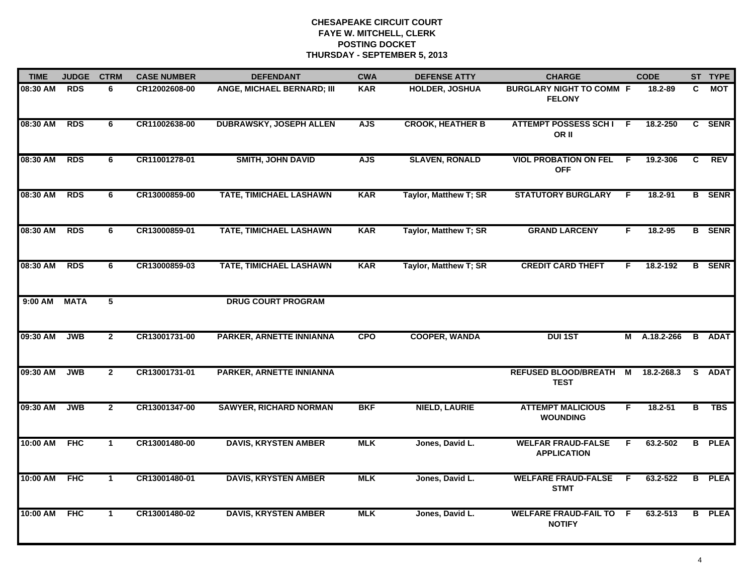# CHESAPEAKE CIRCUIT COURT
## FAYE W. MITCHELL, CLERK
## POSTING DOCKET
## THURSDAY - SEPTEMBER 5, 2013

| TIME | JUDGE | CTRM | CASE NUMBER | DEFENDANT | CWA | DEFENSE ATTY | CHARGE | | CODE | ST | TYPE |
|---|---|---|---|---|---|---|---|---|---|---|---|
| 08:30 AM | RDS | 6 | CR12002608-00 | ANGE, MICHAEL BERNARD; III | KAR | HOLDER, JOSHUA | BURGLARY NIGHT TO COMM FELONY | F | 18.2-89 | C | MOT |
| 08:30 AM | RDS | 6 | CR11002638-00 | DUBRAWSKY, JOSEPH ALLEN | AJS | CROOK, HEATHER B | ATTEMPT POSSESS SCH I OR II | F | 18.2-250 | C | SENR |
| 08:30 AM | RDS | 6 | CR11001278-01 | SMITH, JOHN DAVID | AJS | SLAVEN, RONALD | VIOL PROBATION ON FEL OFF | F | 19.2-306 | C | REV |
| 08:30 AM | RDS | 6 | CR13000859-00 | TATE, TIMICHAEL LASHAWN | KAR | Taylor, Matthew T; SR | STATUTORY BURGLARY | F | 18.2-91 | B | SENR |
| 08:30 AM | RDS | 6 | CR13000859-01 | TATE, TIMICHAEL LASHAWN | KAR | Taylor, Matthew T; SR | GRAND LARCENY | F | 18.2-95 | B | SENR |
| 08:30 AM | RDS | 6 | CR13000859-03 | TATE, TIMICHAEL LASHAWN | KAR | Taylor, Matthew T; SR | CREDIT CARD THEFT | F | 18.2-192 | B | SENR |
| 9:00 AM | MATA | 5 | | DRUG COURT PROGRAM | | | | | | | |
| 09:30 AM | JWB | 2 | CR13001731-00 | PARKER, ARNETTE INNIANNA | CPO | COOPER, WANDA | DUI 1ST | M | A.18.2-266 | B | ADAT |
| 09:30 AM | JWB | 2 | CR13001731-01 | PARKER, ARNETTE INNIANNA | | | REFUSED BLOOD/BREATH TEST | M | 18.2-268.3 | S | ADAT |
| 09:30 AM | JWB | 2 | CR13001347-00 | SAWYER, RICHARD NORMAN | BKF | NIELD, LAURIE | ATTEMPT MALICIOUS WOUNDING | F | 18.2-51 | B | TBS |
| 10:00 AM | FHC | 1 | CR13001480-00 | DAVIS, KRYSTEN AMBER | MLK | Jones, David L. | WELFAR FRAUD-FALSE APPLICATION | F | 63.2-502 | B | PLEA |
| 10:00 AM | FHC | 1 | CR13001480-01 | DAVIS, KRYSTEN AMBER | MLK | Jones, David L. | WELFARE FRAUD-FALSE STMT | F | 63.2-522 | B | PLEA |
| 10:00 AM | FHC | 1 | CR13001480-02 | DAVIS, KRYSTEN AMBER | MLK | Jones, David L. | WELFARE FRAUD-FAIL TO NOTIFY | F | 63.2-513 | B | PLEA |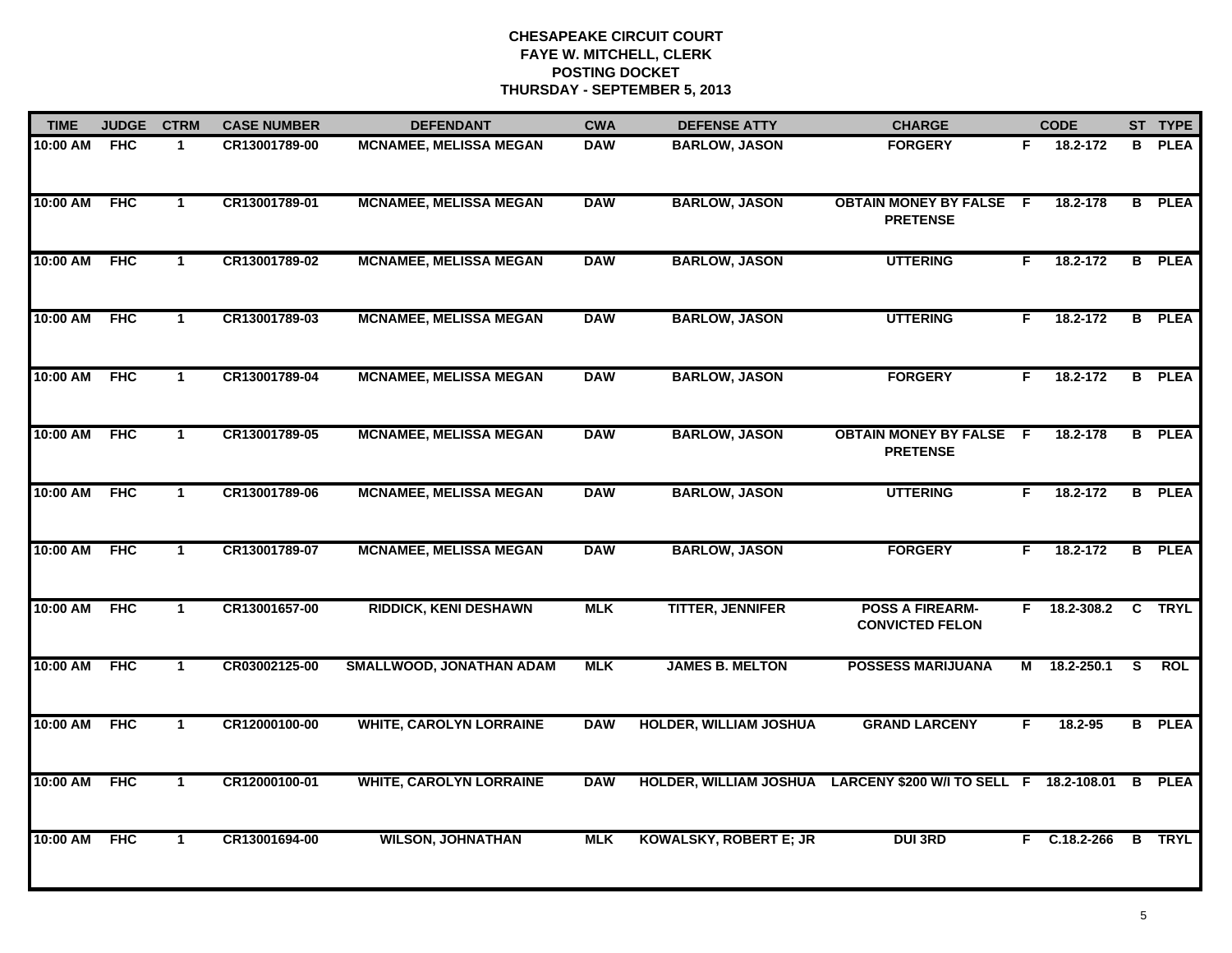**CHESAPEAKE CIRCUIT COURT**
**FAYE W. MITCHELL, CLERK**
**POSTING DOCKET**
**THURSDAY - SEPTEMBER 5, 2013**

| TIME | JUDGE | CTRM | CASE NUMBER | DEFENDANT | CWA | DEFENSE ATTY | CHARGE | | CODE | ST | TYPE |
|---|---|---|---|---|---|---|---|---|---|---|---|
| 10:00 AM | FHC | 1 | CR13001789-00 | MCNAMEE, MELISSA MEGAN | DAW | BARLOW, JASON | FORGERY | F | 18.2-172 | B | PLEA |
| 10:00 AM | FHC | 1 | CR13001789-01 | MCNAMEE, MELISSA MEGAN | DAW | BARLOW, JASON | OBTAIN MONEY BY FALSE PRETENSE | F | 18.2-178 | B | PLEA |
| 10:00 AM | FHC | 1 | CR13001789-02 | MCNAMEE, MELISSA MEGAN | DAW | BARLOW, JASON | UTTERING | F | 18.2-172 | B | PLEA |
| 10:00 AM | FHC | 1 | CR13001789-03 | MCNAMEE, MELISSA MEGAN | DAW | BARLOW, JASON | UTTERING | F | 18.2-172 | B | PLEA |
| 10:00 AM | FHC | 1 | CR13001789-04 | MCNAMEE, MELISSA MEGAN | DAW | BARLOW, JASON | FORGERY | F | 18.2-172 | B | PLEA |
| 10:00 AM | FHC | 1 | CR13001789-05 | MCNAMEE, MELISSA MEGAN | DAW | BARLOW, JASON | OBTAIN MONEY BY FALSE PRETENSE | F | 18.2-178 | B | PLEA |
| 10:00 AM | FHC | 1 | CR13001789-06 | MCNAMEE, MELISSA MEGAN | DAW | BARLOW, JASON | UTTERING | F | 18.2-172 | B | PLEA |
| 10:00 AM | FHC | 1 | CR13001789-07 | MCNAMEE, MELISSA MEGAN | DAW | BARLOW, JASON | FORGERY | F | 18.2-172 | B | PLEA |
| 10:00 AM | FHC | 1 | CR13001657-00 | RIDDICK, KENI DESHAWN | MLK | TITTER, JENNIFER | POSS A FIREARM-CONVICTED FELON | F | 18.2-308.2 | C | TRYL |
| 10:00 AM | FHC | 1 | CR03002125-00 | SMALLWOOD, JONATHAN ADAM | MLK | JAMES B. MELTON | POSSESS MARIJUANA | M | 18.2-250.1 | S | ROL |
| 10:00 AM | FHC | 1 | CR12000100-00 | WHITE, CAROLYN LORRAINE | DAW | HOLDER, WILLIAM JOSHUA | GRAND LARCENY | F | 18.2-95 | B | PLEA |
| 10:00 AM | FHC | 1 | CR12000100-01 | WHITE, CAROLYN LORRAINE | DAW | HOLDER, WILLIAM JOSHUA | LARCENY $200 W/I TO SELL | F | 18.2-108.01 | B | PLEA |
| 10:00 AM | FHC | 1 | CR13001694-00 | WILSON, JOHNATHAN | MLK | KOWALSKY, ROBERT E; JR | DUI 3RD | F | C.18.2-266 | B | TRYL |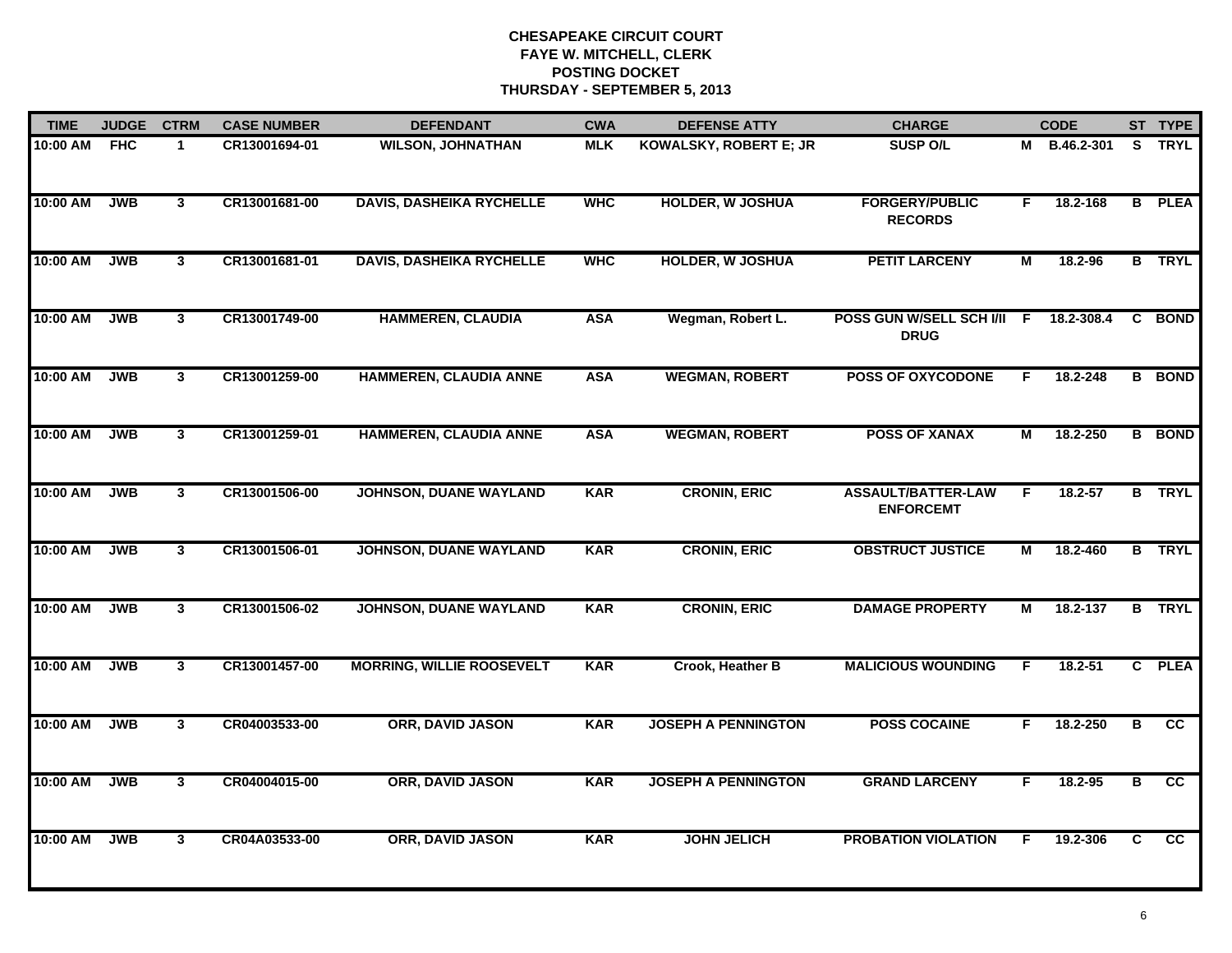**CHESAPEAKE CIRCUIT COURT**
**FAYE W. MITCHELL, CLERK**
**POSTING DOCKET**
**THURSDAY - SEPTEMBER 5, 2013**

| TIME | JUDGE | CTRM | CASE NUMBER | DEFENDANT | CWA | DEFENSE ATTY | CHARGE | | CODE | ST | TYPE |
|---|---|---|---|---|---|---|---|---|---|---|---|
| 10:00 AM | FHC | 1 | CR13001694-01 | WILSON, JOHNATHAN | MLK | KOWALSKY, ROBERT E; JR | SUSP O/L | M | B.46.2-301 | S | TRYL |
| 10:00 AM | JWB | 3 | CR13001681-00 | DAVIS, DASHEIKA RYCHELLE | WHC | HOLDER, W JOSHUA | FORGERY/PUBLIC RECORDS | F | 18.2-168 | B | PLEA |
| 10:00 AM | JWB | 3 | CR13001681-01 | DAVIS, DASHEIKA RYCHELLE | WHC | HOLDER, W JOSHUA | PETIT LARCENY | M | 18.2-96 | B | TRYL |
| 10:00 AM | JWB | 3 | CR13001749-00 | HAMMEREN, CLAUDIA | ASA | Wegman, Robert L. | POSS GUN W/SELL SCH I/II DRUG | F | 18.2-308.4 | C | BOND |
| 10:00 AM | JWB | 3 | CR13001259-00 | HAMMEREN, CLAUDIA ANNE | ASA | WEGMAN, ROBERT | POSS OF OXYCODONE | F | 18.2-248 | B | BOND |
| 10:00 AM | JWB | 3 | CR13001259-01 | HAMMEREN, CLAUDIA ANNE | ASA | WEGMAN, ROBERT | POSS OF XANAX | M | 18.2-250 | B | BOND |
| 10:00 AM | JWB | 3 | CR13001506-00 | JOHNSON, DUANE WAYLAND | KAR | CRONIN, ERIC | ASSAULT/BATTER-LAW ENFORCEMT | F | 18.2-57 | B | TRYL |
| 10:00 AM | JWB | 3 | CR13001506-01 | JOHNSON, DUANE WAYLAND | KAR | CRONIN, ERIC | OBSTRUCT JUSTICE | M | 18.2-460 | B | TRYL |
| 10:00 AM | JWB | 3 | CR13001506-02 | JOHNSON, DUANE WAYLAND | KAR | CRONIN, ERIC | DAMAGE PROPERTY | M | 18.2-137 | B | TRYL |
| 10:00 AM | JWB | 3 | CR13001457-00 | MORRING, WILLIE ROOSEVELT | KAR | Crook, Heather B | MALICIOUS WOUNDING | F | 18.2-51 | C | PLEA |
| 10:00 AM | JWB | 3 | CR04003533-00 | ORR, DAVID JASON | KAR | JOSEPH A PENNINGTON | POSS COCAINE | F | 18.2-250 | B | CC |
| 10:00 AM | JWB | 3 | CR04004015-00 | ORR, DAVID JASON | KAR | JOSEPH A PENNINGTON | GRAND LARCENY | F | 18.2-95 | B | CC |
| 10:00 AM | JWB | 3 | CR04A03533-00 | ORR, DAVID JASON | KAR | JOHN JELICH | PROBATION VIOLATION | F | 19.2-306 | C | CC |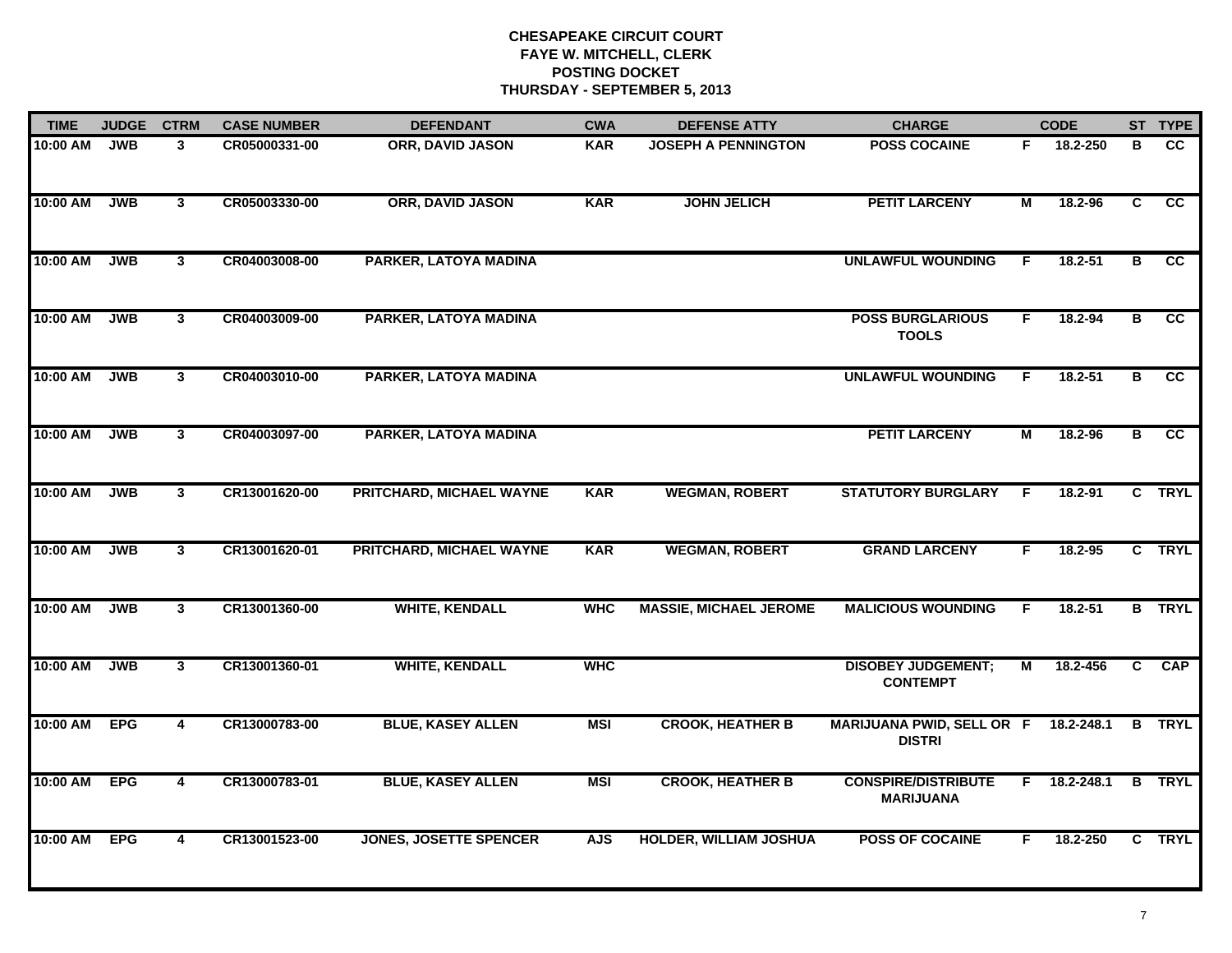**CHESAPEAKE CIRCUIT COURT**
**FAYE W. MITCHELL, CLERK**
**POSTING DOCKET**
**THURSDAY - SEPTEMBER 5, 2013**

| TIME | JUDGE | CTRM | CASE NUMBER | DEFENDANT | CWA | DEFENSE ATTY | CHARGE | | CODE | ST | TYPE |
|---|---|---|---|---|---|---|---|---|---|---|---|
| 10:00 AM | JWB | 3 | CR05000331-00 | ORR, DAVID JASON | KAR | JOSEPH A PENNINGTON | POSS COCAINE | F | 18.2-250 | B | CC |
| 10:00 AM | JWB | 3 | CR05003330-00 | ORR, DAVID JASON | KAR | JOHN JELICH | PETIT LARCENY | M | 18.2-96 | C | CC |
| 10:00 AM | JWB | 3 | CR04003008-00 | PARKER, LATOYA MADINA | | | UNLAWFUL WOUNDING | F | 18.2-51 | B | CC |
| 10:00 AM | JWB | 3 | CR04003009-00 | PARKER, LATOYA MADINA | | | POSS BURGLARIOUS TOOLS | F | 18.2-94 | B | CC |
| 10:00 AM | JWB | 3 | CR04003010-00 | PARKER, LATOYA MADINA | | | UNLAWFUL WOUNDING | F | 18.2-51 | B | CC |
| 10:00 AM | JWB | 3 | CR04003097-00 | PARKER, LATOYA MADINA | | | PETIT LARCENY | M | 18.2-96 | B | CC |
| 10:00 AM | JWB | 3 | CR13001620-00 | PRITCHARD, MICHAEL WAYNE | KAR | WEGMAN, ROBERT | STATUTORY BURGLARY | F | 18.2-91 | C | TRYL |
| 10:00 AM | JWB | 3 | CR13001620-01 | PRITCHARD, MICHAEL WAYNE | KAR | WEGMAN, ROBERT | GRAND LARCENY | F | 18.2-95 | C | TRYL |
| 10:00 AM | JWB | 3 | CR13001360-00 | WHITE, KENDALL | WHC | MASSIE, MICHAEL JEROME | MALICIOUS WOUNDING | F | 18.2-51 | B | TRYL |
| 10:00 AM | JWB | 3 | CR13001360-01 | WHITE, KENDALL | WHC | | DISOBEY JUDGEMENT; CONTEMPT | M | 18.2-456 | C | CAP |
| 10:00 AM | EPG | 4 | CR13000783-00 | BLUE, KASEY ALLEN | MSI | CROOK, HEATHER B | MARIJUANA PWID, SELL OR DISTRI | F | 18.2-248.1 | B | TRYL |
| 10:00 AM | EPG | 4 | CR13000783-01 | BLUE, KASEY ALLEN | MSI | CROOK, HEATHER B | CONSPIRE/DISTRIBUTE MARIJUANA | F | 18.2-248.1 | B | TRYL |
| 10:00 AM | EPG | 4 | CR13001523-00 | JONES, JOSETTE SPENCER | AJS | HOLDER, WILLIAM JOSHUA | POSS OF COCAINE | F | 18.2-250 | C | TRYL |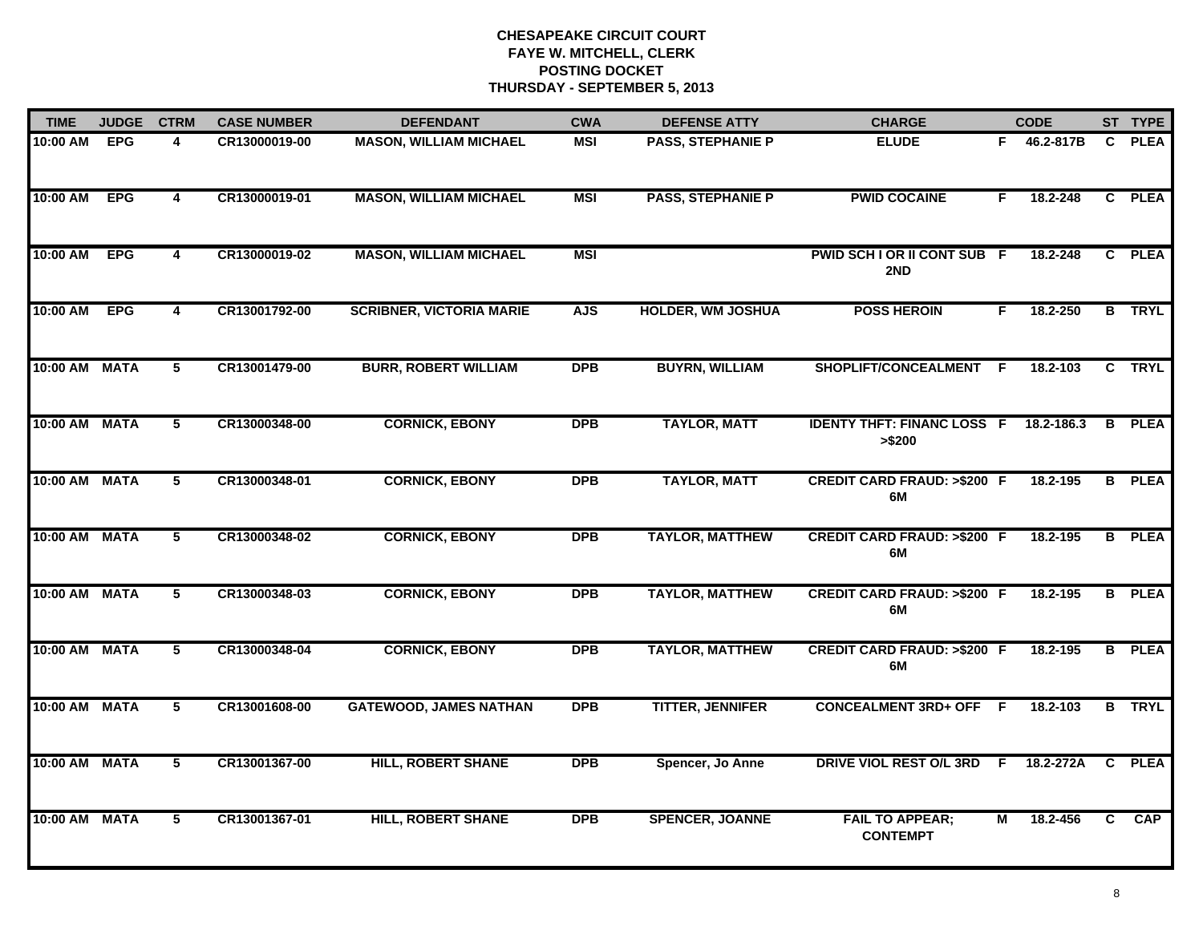**CHESAPEAKE CIRCUIT COURT**
**FAYE W. MITCHELL, CLERK**
**POSTING DOCKET**
**THURSDAY - SEPTEMBER 5, 2013**

| TIME | JUDGE | CTRM | CASE NUMBER | DEFENDANT | CWA | DEFENSE ATTY | CHARGE | | CODE | ST | TYPE |
|---|---|---|---|---|---|---|---|---|---|---|---|
| 10:00 AM | EPG | 4 | CR13000019-00 | MASON, WILLIAM MICHAEL | MSI | PASS, STEPHANIE P | ELUDE | F | 46.2-817B | C | PLEA |
| 10:00 AM | EPG | 4 | CR13000019-01 | MASON, WILLIAM MICHAEL | MSI | PASS, STEPHANIE P | PWID COCAINE | F | 18.2-248 | C | PLEA |
| 10:00 AM | EPG | 4 | CR13000019-02 | MASON, WILLIAM MICHAEL | MSI | | PWID SCH I OR II CONT SUB 2ND | F | 18.2-248 | C | PLEA |
| 10:00 AM | EPG | 4 | CR13001792-00 | SCRIBNER, VICTORIA MARIE | AJS | HOLDER, WM JOSHUA | POSS HEROIN | F | 18.2-250 | B | TRYL |
| 10:00 AM | MATA | 5 | CR13001479-00 | BURR, ROBERT WILLIAM | DPB | BUYRN, WILLIAM | SHOPLIFT/CONCEALMENT | F | 18.2-103 | C | TRYL |
| 10:00 AM | MATA | 5 | CR13000348-00 | CORNICK, EBONY | DPB | TAYLOR, MATT | IDENTY THFT: FINANC LOSS >$200 | F | 18.2-186.3 | B | PLEA |
| 10:00 AM | MATA | 5 | CR13000348-01 | CORNICK, EBONY | DPB | TAYLOR, MATT | CREDIT CARD FRAUD: >$200 6M | F | 18.2-195 | B | PLEA |
| 10:00 AM | MATA | 5 | CR13000348-02 | CORNICK, EBONY | DPB | TAYLOR, MATTHEW | CREDIT CARD FRAUD: >$200 6M | F | 18.2-195 | B | PLEA |
| 10:00 AM | MATA | 5 | CR13000348-03 | CORNICK, EBONY | DPB | TAYLOR, MATTHEW | CREDIT CARD FRAUD: >$200 6M | F | 18.2-195 | B | PLEA |
| 10:00 AM | MATA | 5 | CR13000348-04 | CORNICK, EBONY | DPB | TAYLOR, MATTHEW | CREDIT CARD FRAUD: >$200 6M | F | 18.2-195 | B | PLEA |
| 10:00 AM | MATA | 5 | CR13001608-00 | GATEWOOD, JAMES NATHAN | DPB | TITTER, JENNIFER | CONCEALMENT 3RD+ OFF | F | 18.2-103 | B | TRYL |
| 10:00 AM | MATA | 5 | CR13001367-00 | HILL, ROBERT SHANE | DPB | Spencer, Jo Anne | DRIVE VIOL REST O/L 3RD | F | 18.2-272A | C | PLEA |
| 10:00 AM | MATA | 5 | CR13001367-01 | HILL, ROBERT SHANE | DPB | SPENCER, JOANNE | FAIL TO APPEAR; CONTEMPT | M | 18.2-456 | C | CAP |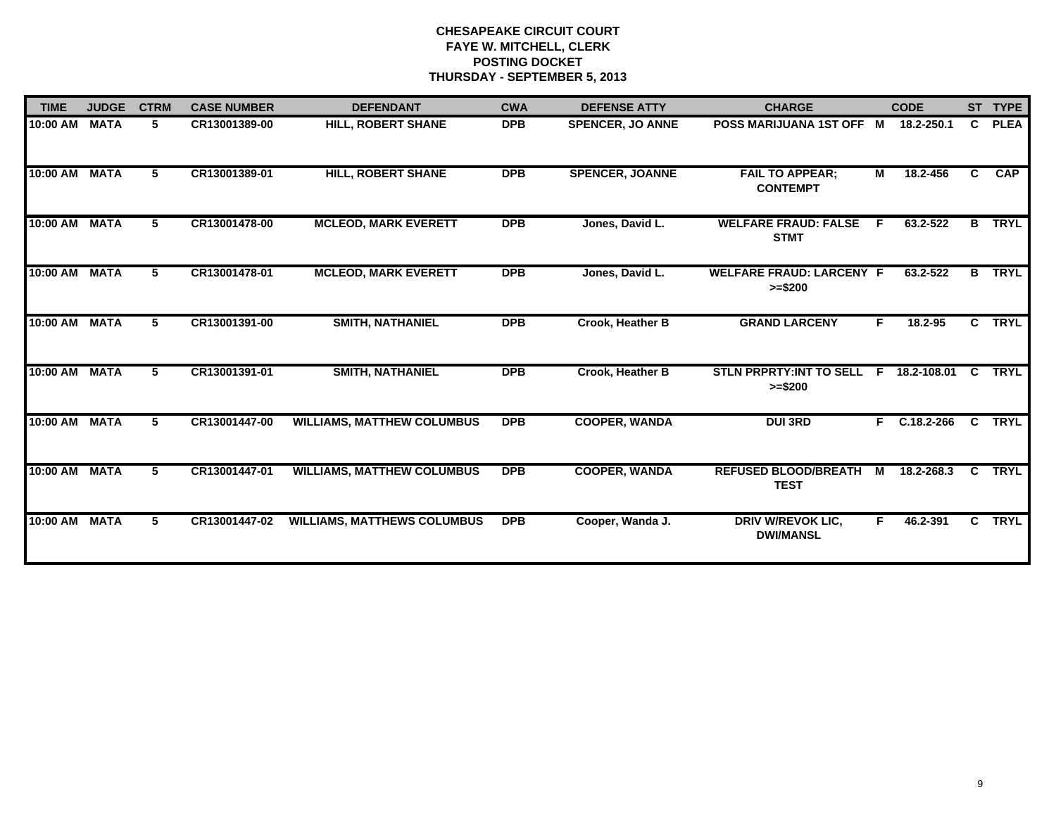# CHESAPEAKE CIRCUIT COURT
## FAYE W. MITCHELL, CLERK
## POSTING DOCKET
## THURSDAY - SEPTEMBER 5, 2013

| TIME | JUDGE | CTRM | CASE NUMBER | DEFENDANT | CWA | DEFENSE ATTY | CHARGE | | CODE | ST | TYPE |
|---|---|---|---|---|---|---|---|---|---|---|---|
| 10:00 AM | MATA | 5 | CR13001389-00 | HILL, ROBERT SHANE | DPB | SPENCER, JO ANNE | POSS MARIJUANA 1ST OFF | M | 18.2-250.1 | C | PLEA |
| 10:00 AM | MATA | 5 | CR13001389-01 | HILL, ROBERT SHANE | DPB | SPENCER, JOANNE | FAIL TO APPEAR; CONTEMPT | M | 18.2-456 | C | CAP |
| 10:00 AM | MATA | 5 | CR13001478-00 | MCLEOD, MARK EVERETT | DPB | Jones, David L. | WELFARE FRAUD: FALSE STMT | F | 63.2-522 | B | TRYL |
| 10:00 AM | MATA | 5 | CR13001478-01 | MCLEOD, MARK EVERETT | DPB | Jones, David L. | WELFARE FRAUD: LARCENY >=$200 | F | 63.2-522 | B | TRYL |
| 10:00 AM | MATA | 5 | CR13001391-00 | SMITH, NATHANIEL | DPB | Crook, Heather B | GRAND LARCENY | F | 18.2-95 | C | TRYL |
| 10:00 AM | MATA | 5 | CR13001391-01 | SMITH, NATHANIEL | DPB | Crook, Heather B | STLN PRPRTY:INT TO SELL >=$200 | F | 18.2-108.01 | C | TRYL |
| 10:00 AM | MATA | 5 | CR13001447-00 | WILLIAMS, MATTHEW COLUMBUS | DPB | COOPER, WANDA | DUI 3RD | F | C.18.2-266 | C | TRYL |
| 10:00 AM | MATA | 5 | CR13001447-01 | WILLIAMS, MATTHEW COLUMBUS | DPB | COOPER, WANDA | REFUSED BLOOD/BREATH TEST | M | 18.2-268.3 | C | TRYL |
| 10:00 AM | MATA | 5 | CR13001447-02 | WILLIAMS, MATTHEWS COLUMBUS | DPB | Cooper, Wanda J. | DRIV W/REVOK LIC, DWI/MANSL | F | 46.2-391 | C | TRYL |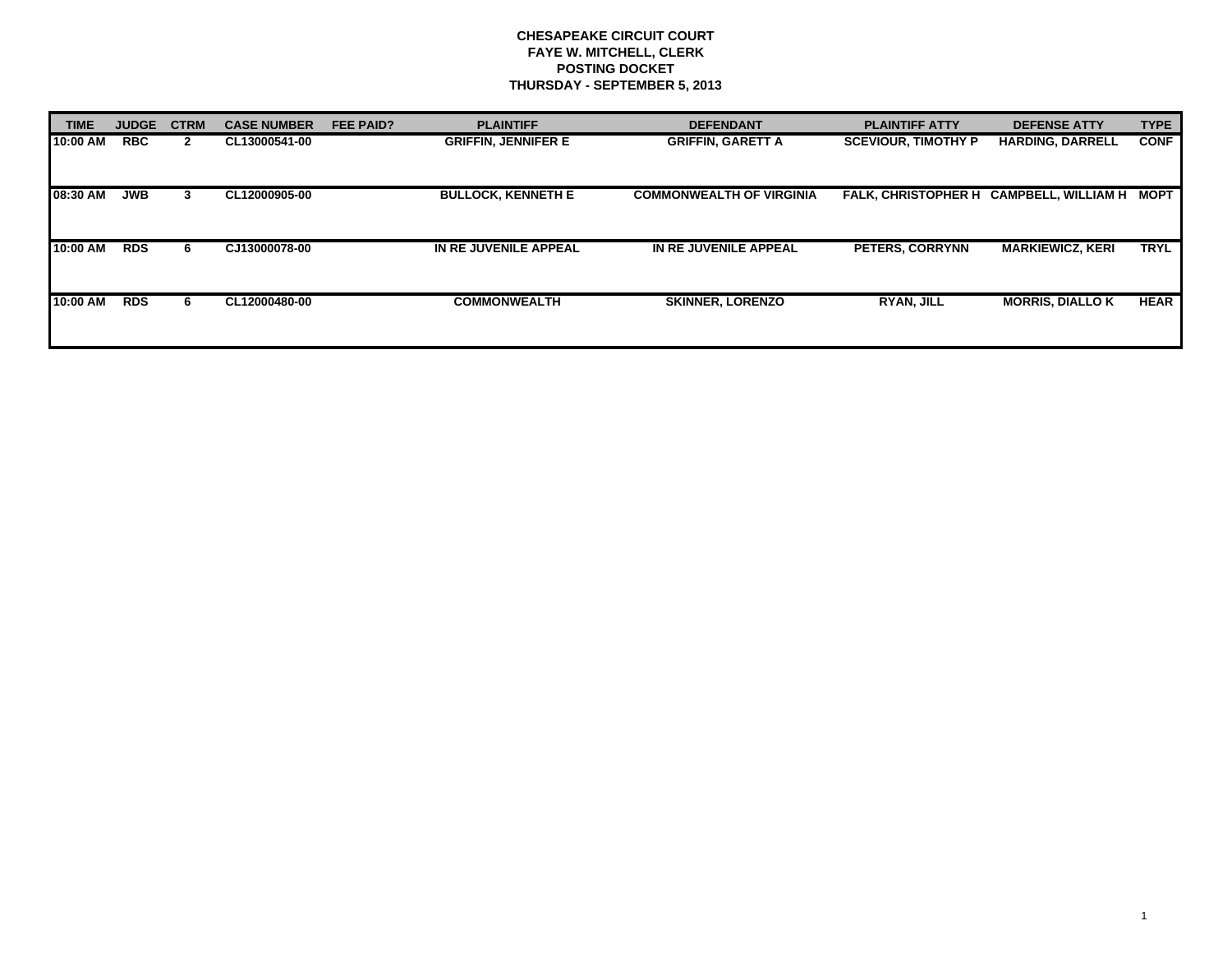**CHESAPEAKE CIRCUIT COURT**
**FAYE W. MITCHELL, CLERK**
**POSTING DOCKET**
**THURSDAY - SEPTEMBER 5, 2013**

| TIME | JUDGE | CTRM | CASE NUMBER | FEE PAID? | PLAINTIFF | DEFENDANT | PLAINTIFF ATTY | DEFENSE ATTY | TYPE |
|---|---|---|---|---|---|---|---|---|---|
| 10:00 AM | RBC | 2 | CL13000541-00 | | GRIFFIN, JENNIFER E | GRIFFIN, GARETT A | SCEVIOUR, TIMOTHY P | HARDING, DARRELL | CONF |
| 08:30 AM | JWB | 3 | CL12000905-00 | | BULLOCK, KENNETH E | COMMONWEALTH OF VIRGINIA | FALK, CHRISTOPHER H | CAMPBELL, WILLIAM H | MOPT |
| 10:00 AM | RDS | 6 | CJ13000078-00 | | IN RE JUVENILE APPEAL | IN RE JUVENILE APPEAL | PETERS, CORRYNN | MARKIEWICZ, KERI | TRYL |
| 10:00 AM | RDS | 6 | CL12000480-00 | | COMMONWEALTH | SKINNER, LORENZO | RYAN, JILL | MORRIS, DIALLO K | HEAR |